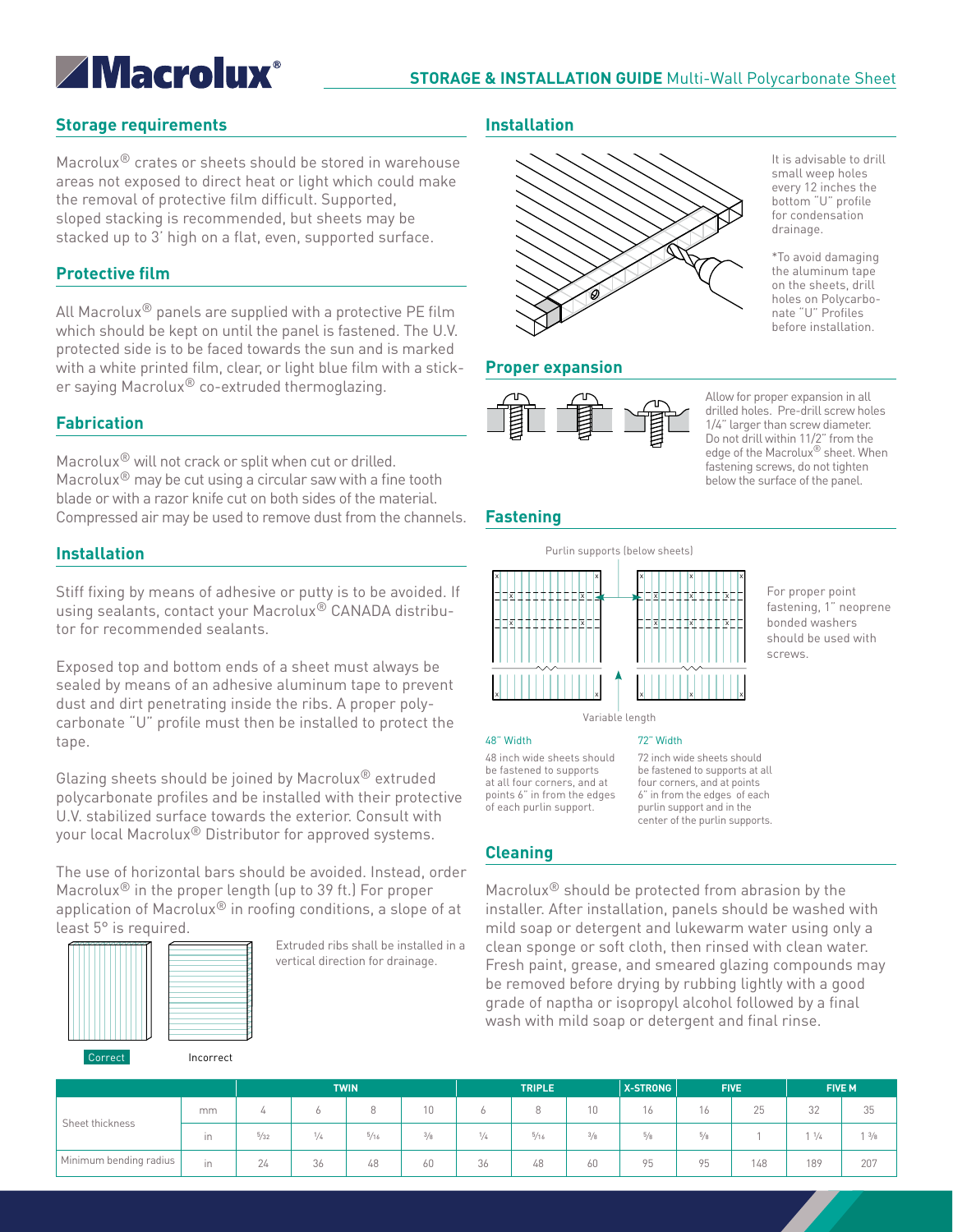# Macrolux®

## STORAGE & INSTALLATION GUIDE Multi-Wall Polycarbonate Sheet

### Storage requirements

Macrolux® crates or sheets should be stored in warehouse areas not exposed to direct heat or light which could make the removal of protective film difficult. Supported, sloped stacking is recommended, but sheets may be stacked up to 3' high on a flat, even, supported surface.

### Protective film

All Macrolux® panels are supplied with a protective PE film which should be kept on until the panel is fastened. The U.V. protected side is to be faced towards the sun and is marked with a white printed film, clear, or light blue film with a sticker saying Macrolux® co-extruded thermoglazing.

### Fabrication

Macrolux® will not crack or split when cut or drilled. Macrolux® may be cut using a circular saw with a fine tooth blade or with a razor knife cut on both sides of the material. Compressed air may be used to remove dust from the channels.

### Installation

Stiff fixing by means of adhesive or putty is to be avoided. If using sealants, contact your Macrolux® CANADA distributor for recommended sealants.

Exposed top and bottom ends of a sheet must always be sealed by means of an adhesive aluminum tape to prevent dust and dirt penetrating inside the ribs. A proper polycarbonate "U" profile must then be installed to protect the tape.

Glazing sheets should be joined by Macrolux® extruded polycarbonate profiles and be installed with their protective U.V. stabilized surface towards the exterior. Consult with your local Macrolux® Distributor for approved systems.

The use of horizontal bars should be avoided. Instead, order Macrolux® in the proper length (up to 39 ft.) For proper application of Macrolux® in roofing conditions, a slope of at least 5° is required.

Extruded ribs shall be installed in a vertical direction for drainage.

Correct Incorrect

### Installation

It is advisable to drill small weep holes every 12 inches the bottom "U" profile for condensation drainage.

*To avoid damaging the aluminum tape on the sheets, drill holes on Polycarbonate "U" Profiles before installation.

### Proper expansion

Allow for proper expansion in all drilled holes. Pre-drill screw holes 1/4" larger than screw diameter. Do not drill within 11/2" from the edge of the Macrolux® sheet. When fastening screws, do not tighten below the surface of the panel.

### Fastening

Purlin supports (below sheets)

Variable length

For proper point fastening, 1" neoprene bonded washers should be used with screws.

**48" Width**

48 inch wide sheets should be fastened to supports at all four corners, and at points 6" in from the edges of each purlin support.

**72" Width**

72 inch wide sheets should be fastened to supports at all four corners, and at points 6" in from the edges of each purlin support and in the center of the purlin supports.

### Cleaning

Macrolux® should be protected from abrasion by the installer. After installation, panels should be washed with mild soap or detergent and lukewarm water using only a clean sponge or soft cloth, then rinsed with clean water. Fresh paint, grease, and smeared glazing compounds may be removed before drying by rubbing lightly with a good grade of naptha or isopropyl alcohol followed by a final wash with mild soap or detergent and final rinse.

| | | TWIN | | | | TRIPLE | | | X-STRONG | FIVE | | FIVE M | |
|---|---|---|---|---|---|---|---|---|---|---|---|---|---|
| Sheet thickness | mm | 4 | 6 | 8 | 10 | 6 | 8 | 10 | 16 | 16 | 25 | 32 | 35 |
| | in | 5/32 | 1/4 | 5/16 | 3/8 | 1/4 | 5/16 | 3/8 | 5/8 | 5/8 | 1 | 1 1/4 | 1 3/8 |
| Minimum bending radius | in | 24 | 36 | 48 | 60 | 36 | 48 | 60 | 95 | 95 | 148 | 189 | 207 |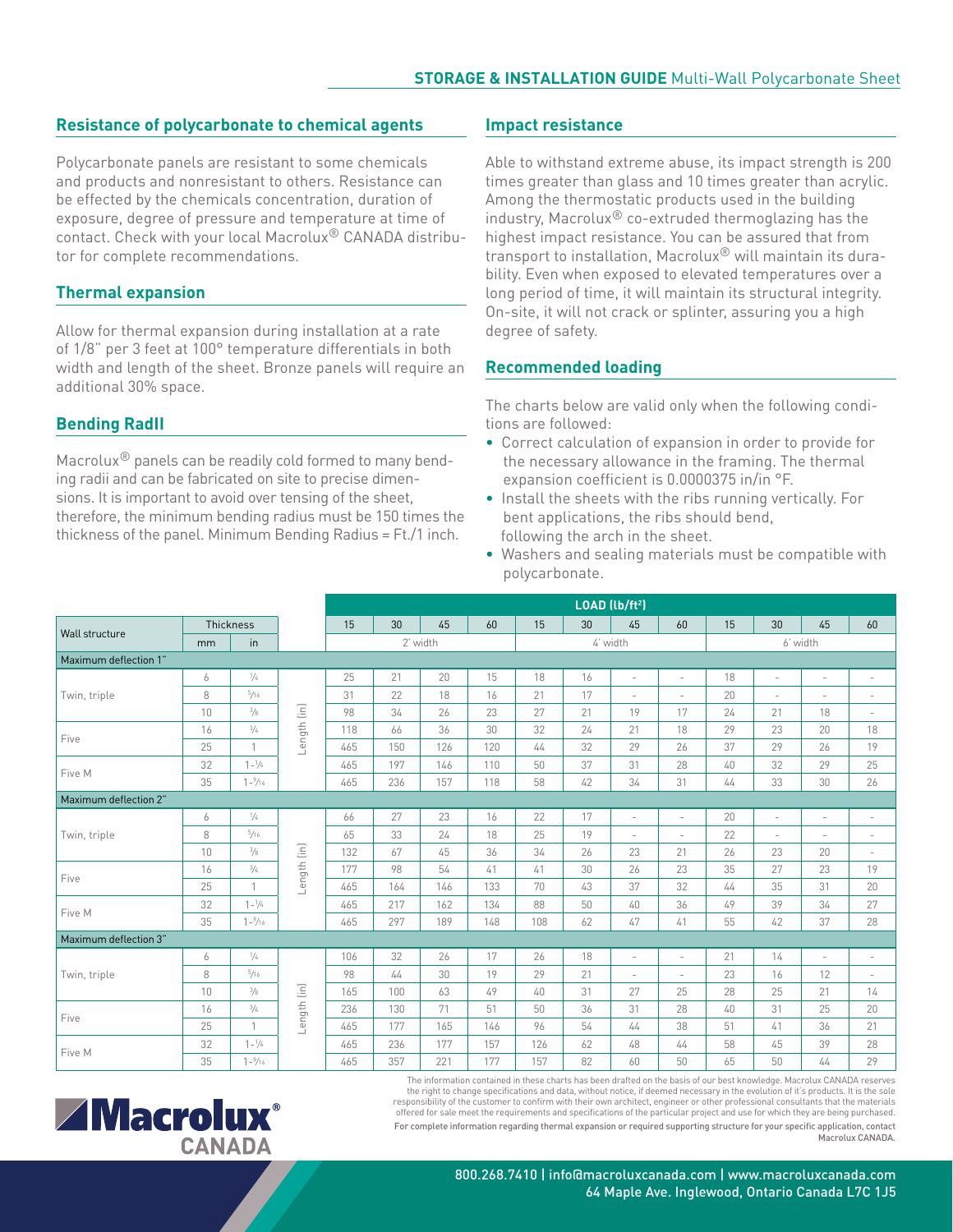## Resistance of polycarbonate to chemical agents

Polycarbonate panels are resistant to some chemicals and products and nonresistant to others. Resistance can be effected by the chemicals concentration, duration of exposure, degree of pressure and temperature at time of contact. Check with your local Macrolux® CANADA distributor for complete recommendations.

## Thermal expansion

Allow for thermal expansion during installation at a rate of 1/8" per 3 feet at 100° temperature differentials in both width and length of the sheet. Bronze panels will require an additional 30% space.

## Bending RadII

Macrolux® panels can be readily cold formed to many bending radii and can be fabricated on site to precise dimensions. It is important to avoid over tensing of the sheet, therefore, the minimum bending radius must be 150 times the thickness of the panel. Minimum Bending Radius = Ft./1 inch.

## Impact resistance

Able to withstand extreme abuse, its impact strength is 200 times greater than glass and 10 times greater than acrylic. Among the thermostatic products used in the building industry, Macrolux® co-extruded thermoglazing has the highest impact resistance. You can be assured that from transport to installation, Macrolux® will maintain its durability. Even when exposed to elevated temperatures over a long period of time, it will maintain its structural integrity. On-site, it will not crack or splinter, assuring you a high degree of safety.

## Recommended loading

The charts below are valid only when the following conditions are followed:

- Correct calculation of expansion in order to provide for the necessary allowance in the framing. The thermal expansion coefficient is 0.0000375 in/in °F.
- Install the sheets with the ribs running vertically. For bent applications, the ribs should bend, following the arch in the sheet.
- Washers and sealing materials must be compatible with polycarbonate.

| Wall structure | Thickness | | | LOAD (lb/ft²) | | | | | | | | | | | |
|---|---|---|---|---|---|---|---|---|---|---|---|---|---|---|---|
| | mm | in | | 15 | 30 | 45 | 60 | 15 | 30 | 45 | 60 | 15 | 30 | 45 | 60 |
| | | | | 2' width | | | | 4' width | | | | 6' width | | | |
| **Maximum deflection 1"** | | | | | | | | | | | | | | | |
| Twin, triple | 6 | 1/4 | Length (in) | 25 | 21 | 20 | 15 | 18 | 16 | - | - | 18 | - | - | - |
| | 8 | 5/16 | | 31 | 22 | 18 | 16 | 21 | 17 | - | - | 20 | - | - | - |
| | 10 | 3/8 | | 98 | 34 | 26 | 23 | 27 | 21 | 19 | 17 | 24 | 21 | 18 | - |
| Five | 16 | 3/4 | | 118 | 66 | 36 | 30 | 32 | 24 | 21 | 18 | 29 | 23 | 20 | 18 |
| | 25 | 1 | | 465 | 150 | 126 | 120 | 44 | 32 | 29 | 26 | 37 | 29 | 26 | 19 |
| Five M | 32 | 1-1/4 | | 465 | 197 | 146 | 110 | 50 | 37 | 31 | 28 | 40 | 32 | 29 | 25 |
| | 35 | 1-5/16 | | 465 | 236 | 157 | 118 | 58 | 42 | 34 | 31 | 44 | 33 | 30 | 26 |
| **Maximum deflection 2"** | | | | | | | | | | | | | | | |
| Twin, triple | 6 | 1/4 | Length (in) | 66 | 27 | 23 | 16 | 22 | 17 | - | - | 20 | - | - | - |
| | 8 | 5/16 | | 65 | 33 | 24 | 18 | 25 | 19 | - | - | 22 | - | - | - |
| | 10 | 3/8 | | 132 | 67 | 45 | 36 | 34 | 26 | 23 | 21 | 26 | 23 | 20 | - |
| Five | 16 | 3/4 | | 177 | 98 | 54 | 41 | 41 | 30 | 26 | 23 | 35 | 27 | 23 | 19 |
| | 25 | 1 | | 465 | 164 | 146 | 133 | 70 | 43 | 37 | 32 | 44 | 35 | 31 | 20 |
| Five M | 32 | 1-1/4 | | 465 | 217 | 162 | 134 | 88 | 50 | 40 | 36 | 49 | 39 | 34 | 27 |
| | 35 | 1-5/16 | | 465 | 297 | 189 | 148 | 108 | 62 | 47 | 41 | 55 | 42 | 37 | 28 |
| **Maximum deflection 3"** | | | | | | | | | | | | | | | |
| Twin, triple | 6 | 1/4 | Length (in) | 106 | 32 | 26 | 17 | 26 | 18 | - | - | 21 | 14 | - | - |
| | 8 | 5/16 | | 98 | 44 | 30 | 19 | 29 | 21 | - | - | 23 | 16 | 12 | - |
| | 10 | 3/8 | | 165 | 100 | 63 | 49 | 40 | 31 | 27 | 25 | 28 | 25 | 21 | 14 |
| Five | 16 | 3/4 | | 236 | 130 | 71 | 51 | 50 | 36 | 31 | 28 | 40 | 31 | 25 | 20 |
| | 25 | 1 | | 465 | 177 | 165 | 146 | 96 | 54 | 44 | 38 | 51 | 41 | 36 | 21 |
| Five M | 32 | 1-1/4 | | 465 | 236 | 177 | 157 | 126 | 62 | 48 | 44 | 58 | 45 | 39 | 28 |
| | 35 | 1-5/16 | | 465 | 357 | 221 | 177 | 157 | 82 | 60 | 50 | 65 | 50 | 44 | 29 |

The information contained in these charts has been drafted on the basis of our best knowledge. Macrolux CANADA reserves the right to change specifications and data, without notice, if deemed necessary in the evolution of it's products. It is the sole responsibility of the customer to confirm with their own architect, engineer or other professional consultants that the materials offered for sale meet the requirements and specifications of the particular project and use for which they are being purchased.

For complete information regarding thermal expansion or required supporting structure for your specific application, contact Macrolux CANADA.

Macrolux® CANADA

800.268.7410 | info@macroluxcanada.com | www.macroluxcanada.com
64 Maple Ave. Inglewood, Ontario Canada L7C 1J5